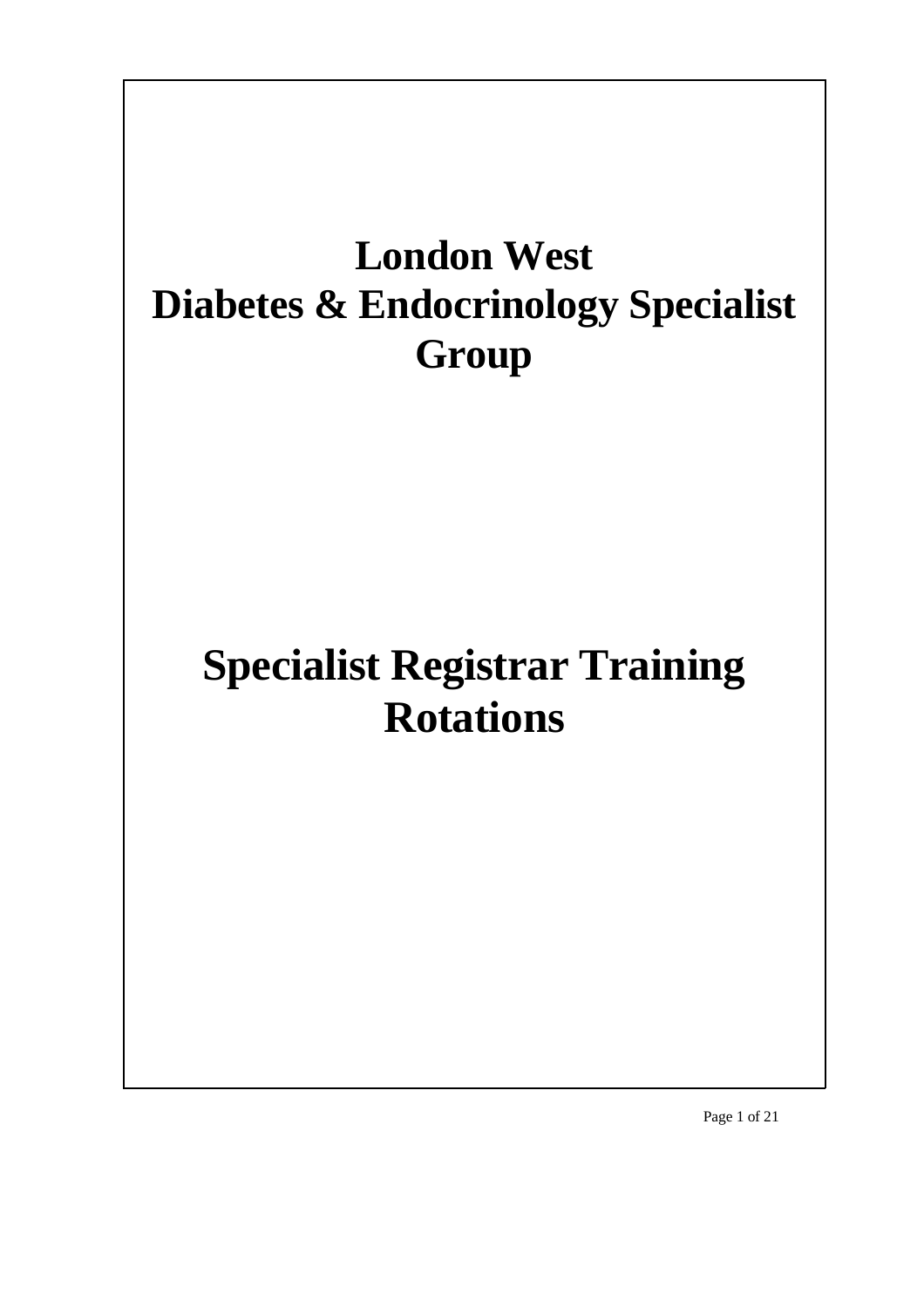# London West
# Diabetes & Endocrinology Specialist Group

# Specialist Registrar Training Rotations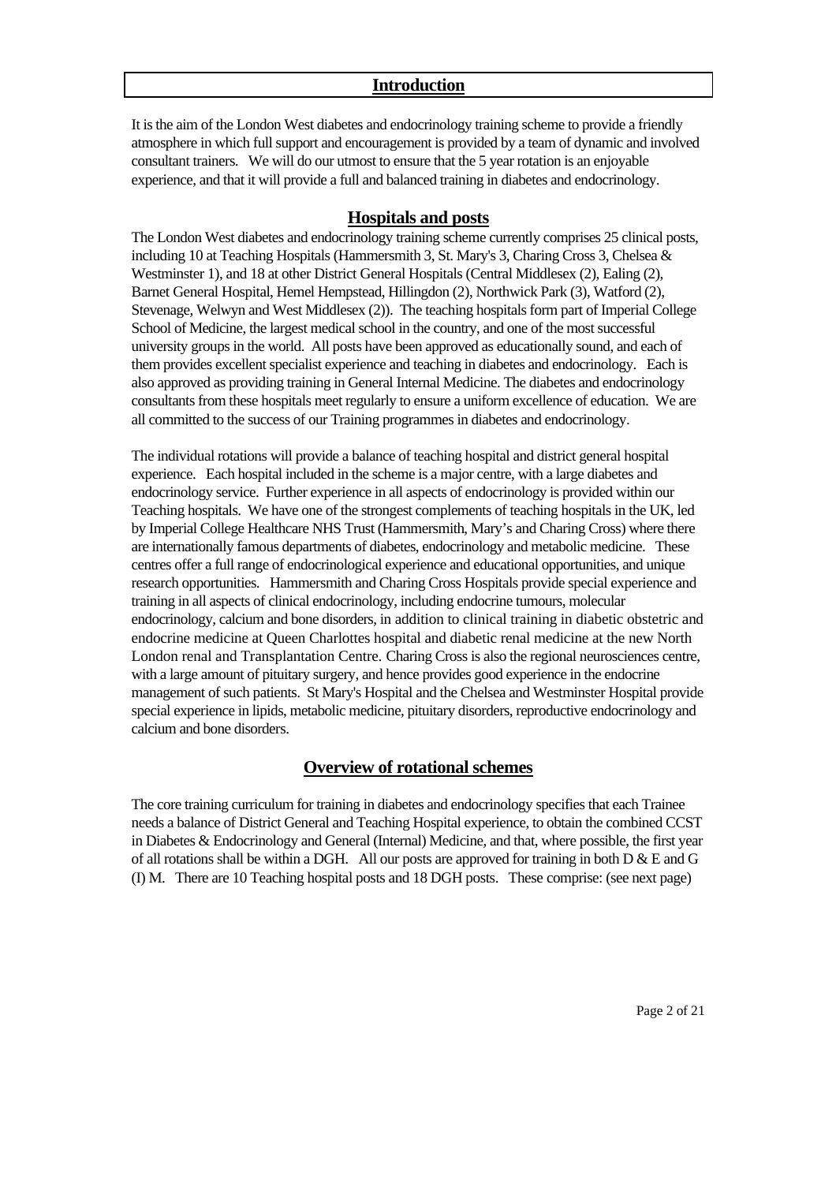## Introduction

It is the aim of the London West diabetes and endocrinology training scheme to provide a friendly atmosphere in which full support and encouragement is provided by a team of dynamic and involved consultant trainers. We will do our utmost to ensure that the 5 year rotation is an enjoyable experience, and that it will provide a full and balanced training in diabetes and endocrinology.

## Hospitals and posts

The London West diabetes and endocrinology training scheme currently comprises 25 clinical posts, including 10 at Teaching Hospitals (Hammersmith 3, St. Mary's 3, Charing Cross 3, Chelsea & Westminster 1), and 18 at other District General Hospitals (Central Middlesex (2), Ealing (2), Barnet General Hospital, Hemel Hempstead, Hillingdon (2), Northwick Park (3), Watford (2), Stevenage, Welwyn and West Middlesex (2)). The teaching hospitals form part of Imperial College School of Medicine, the largest medical school in the country, and one of the most successful university groups in the world. All posts have been approved as educationally sound, and each of them provides excellent specialist experience and teaching in diabetes and endocrinology. Each is also approved as providing training in General Internal Medicine. The diabetes and endocrinology consultants from these hospitals meet regularly to ensure a uniform excellence of education. We are all committed to the success of our Training programmes in diabetes and endocrinology.

The individual rotations will provide a balance of teaching hospital and district general hospital experience. Each hospital included in the scheme is a major centre, with a large diabetes and endocrinology service. Further experience in all aspects of endocrinology is provided within our Teaching hospitals. We have one of the strongest complements of teaching hospitals in the UK, led by Imperial College Healthcare NHS Trust (Hammersmith, Mary's and Charing Cross) where there are internationally famous departments of diabetes, endocrinology and metabolic medicine. These centres offer a full range of endocrinological experience and educational opportunities, and unique research opportunities. Hammersmith and Charing Cross Hospitals provide special experience and training in all aspects of clinical endocrinology, including endocrine tumours, molecular endocrinology, calcium and bone disorders, in addition to clinical training in diabetic obstetric and endocrine medicine at Queen Charlottes hospital and diabetic renal medicine at the new North London renal and Transplantation Centre. Charing Cross is also the regional neurosciences centre, with a large amount of pituitary surgery, and hence provides good experience in the endocrine management of such patients. St Mary's Hospital and the Chelsea and Westminster Hospital provide special experience in lipids, metabolic medicine, pituitary disorders, reproductive endocrinology and calcium and bone disorders.

## Overview of rotational schemes

The core training curriculum for training in diabetes and endocrinology specifies that each Trainee needs a balance of District General and Teaching Hospital experience, to obtain the combined CCST in Diabetes & Endocrinology and General (Internal) Medicine, and that, where possible, the first year of all rotations shall be within a DGH. All our posts are approved for training in both D & E and G (I) M. There are 10 Teaching hospital posts and 18 DGH posts. These comprise: (see next page)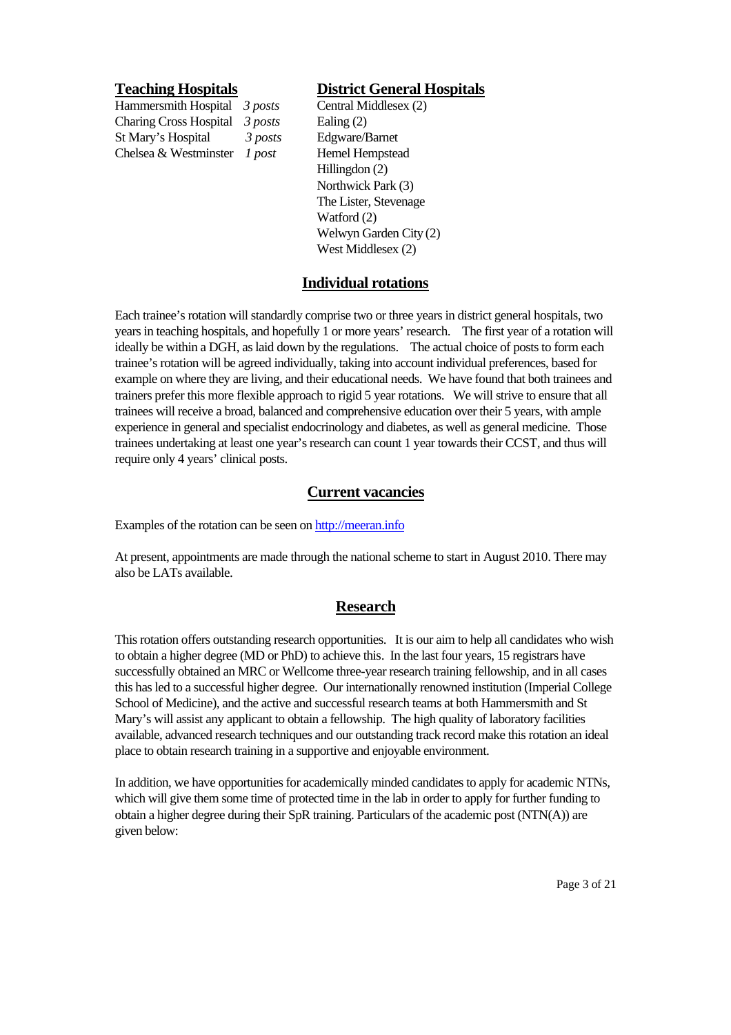## Teaching Hospitals

Hammersmith Hospital *3 posts*
Charing Cross Hospital *3 posts*
St Mary's Hospital *3 posts*
Chelsea & Westminster *1 post*

## District General Hospitals

Central Middlesex (2)
Ealing (2)
Edgware/Barnet
Hemel Hempstead
Hillingdon (2)
Northwick Park (3)
The Lister, Stevenage
Watford (2)
Welwyn Garden City (2)
West Middlesex (2)

## Individual rotations

Each trainee's rotation will standardly comprise two or three years in district general hospitals, two years in teaching hospitals, and hopefully 1 or more years' research. The first year of a rotation will ideally be within a DGH, as laid down by the regulations. The actual choice of posts to form each trainee's rotation will be agreed individually, taking into account individual preferences, based for example on where they are living, and their educational needs. We have found that both trainees and trainers prefer this more flexible approach to rigid 5 year rotations. We will strive to ensure that all trainees will receive a broad, balanced and comprehensive education over their 5 years, with ample experience in general and specialist endocrinology and diabetes, as well as general medicine. Those trainees undertaking at least one year's research can count 1 year towards their CCST, and thus will require only 4 years' clinical posts.

## Current vacancies

Examples of the rotation can be seen on [http://meeran.info](http://meeran.info)

At present, appointments are made through the national scheme to start in August 2010. There may also be LATs available.

## Research

This rotation offers outstanding research opportunities. It is our aim to help all candidates who wish to obtain a higher degree (MD or PhD) to achieve this. In the last four years, 15 registrars have successfully obtained an MRC or Wellcome three-year research training fellowship, and in all cases this has led to a successful higher degree. Our internationally renowned institution (Imperial College School of Medicine), and the active and successful research teams at both Hammersmith and St Mary's will assist any applicant to obtain a fellowship. The high quality of laboratory facilities available, advanced research techniques and our outstanding track record make this rotation an ideal place to obtain research training in a supportive and enjoyable environment.

In addition, we have opportunities for academically minded candidates to apply for academic NTNs, which will give them some time of protected time in the lab in order to apply for further funding to obtain a higher degree during their SpR training. Particulars of the academic post (NTN(A)) are given below: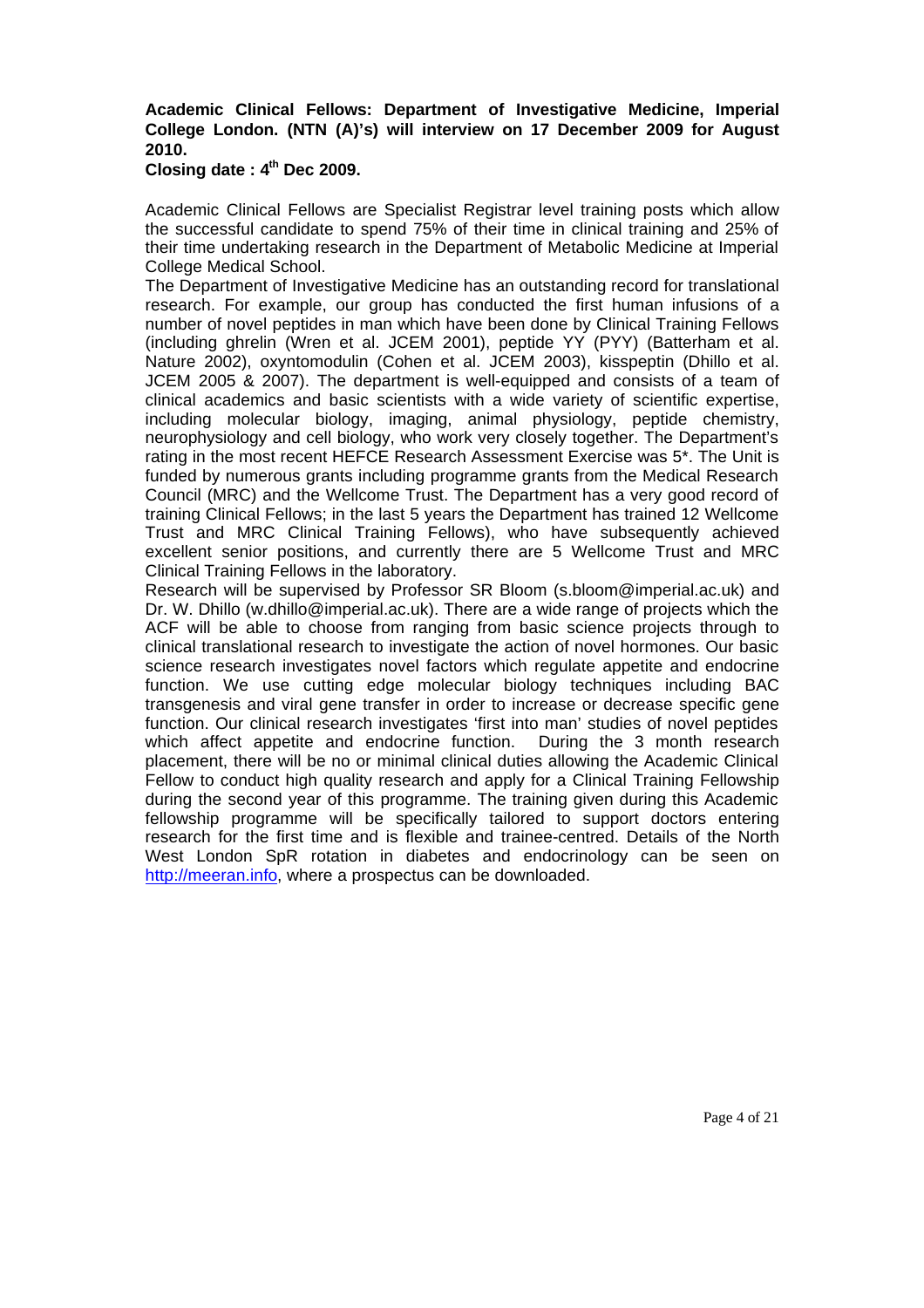**Academic Clinical Fellows: Department of Investigative Medicine, Imperial College London. (NTN (A)'s) will interview on 17 December 2009 for August 2010.**

**Closing date : 4th Dec 2009.**

Academic Clinical Fellows are Specialist Registrar level training posts which allow the successful candidate to spend 75% of their time in clinical training and 25% of their time undertaking research in the Department of Metabolic Medicine at Imperial College Medical School.

The Department of Investigative Medicine has an outstanding record for translational research. For example, our group has conducted the first human infusions of a number of novel peptides in man which have been done by Clinical Training Fellows (including ghrelin (Wren et al. JCEM 2001), peptide YY (PYY) (Batterham et al. Nature 2002), oxyntomodulin (Cohen et al. JCEM 2003), kisspeptin (Dhillo et al. JCEM 2005 & 2007). The department is well-equipped and consists of a team of clinical academics and basic scientists with a wide variety of scientific expertise, including molecular biology, imaging, animal physiology, peptide chemistry, neurophysiology and cell biology, who work very closely together. The Department's rating in the most recent HEFCE Research Assessment Exercise was 5*. The Unit is funded by numerous grants including programme grants from the Medical Research Council (MRC) and the Wellcome Trust. The Department has a very good record of training Clinical Fellows; in the last 5 years the Department has trained 12 Wellcome Trust and MRC Clinical Training Fellows), who have subsequently achieved excellent senior positions, and currently there are 5 Wellcome Trust and MRC Clinical Training Fellows in the laboratory.

Research will be supervised by Professor SR Bloom (s.bloom@imperial.ac.uk) and Dr. W. Dhillo (w.dhillo@imperial.ac.uk). There are a wide range of projects which the ACF will be able to choose from ranging from basic science projects through to clinical translational research to investigate the action of novel hormones. Our basic science research investigates novel factors which regulate appetite and endocrine function. We use cutting edge molecular biology techniques including BAC transgenesis and viral gene transfer in order to increase or decrease specific gene function. Our clinical research investigates 'first into man' studies of novel peptides which affect appetite and endocrine function. During the 3 month research placement, there will be no or minimal clinical duties allowing the Academic Clinical Fellow to conduct high quality research and apply for a Clinical Training Fellowship during the second year of this programme. The training given during this Academic fellowship programme will be specifically tailored to support doctors entering research for the first time and is flexible and trainee-centred. Details of the North West London SpR rotation in diabetes and endocrinology can be seen on http://meeran.info, where a prospectus can be downloaded.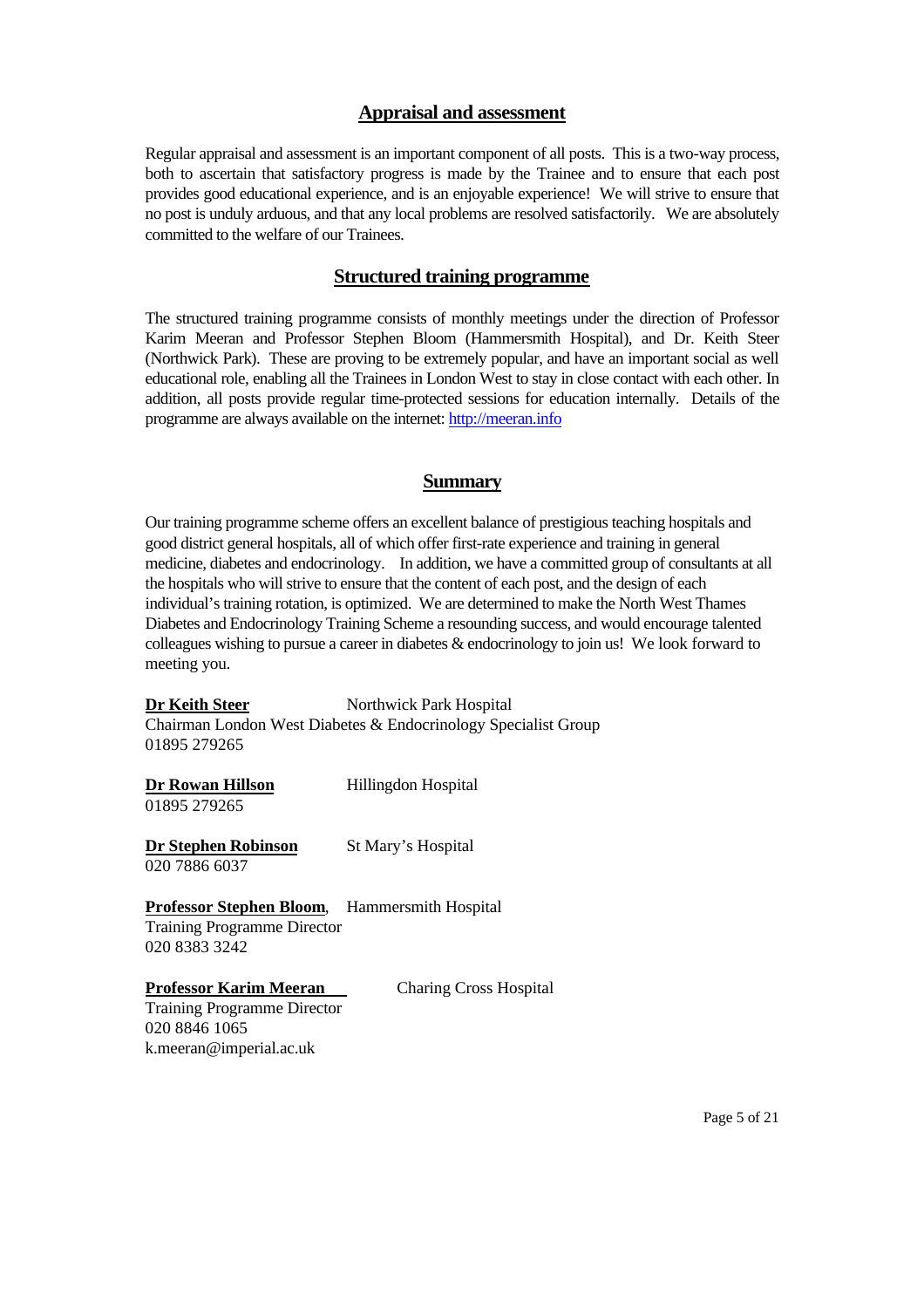## Appraisal and assessment

Regular appraisal and assessment is an important component of all posts. This is a two-way process, both to ascertain that satisfactory progress is made by the Trainee and to ensure that each post provides good educational experience, and is an enjoyable experience! We will strive to ensure that no post is unduly arduous, and that any local problems are resolved satisfactorily. We are absolutely committed to the welfare of our Trainees.

## Structured training programme

The structured training programme consists of monthly meetings under the direction of Professor Karim Meeran and Professor Stephen Bloom (Hammersmith Hospital), and Dr. Keith Steer (Northwick Park). These are proving to be extremely popular, and have an important social as well educational role, enabling all the Trainees in London West to stay in close contact with each other. In addition, all posts provide regular time-protected sessions for education internally. Details of the programme are always available on the internet: http://meeran.info

## Summary

Our training programme scheme offers an excellent balance of prestigious teaching hospitals and good district general hospitals, all of which offer first-rate experience and training in general medicine, diabetes and endocrinology. In addition, we have a committed group of consultants at all the hospitals who will strive to ensure that the content of each post, and the design of each individual's training rotation, is optimized. We are determined to make the North West Thames Diabetes and Endocrinology Training Scheme a resounding success, and would encourage talented colleagues wishing to pursue a career in diabetes & endocrinology to join us! We look forward to meeting you.

**Dr Keith Steer** Northwick Park Hospital
Chairman London West Diabetes & Endocrinology Specialist Group
01895 279265

**Dr Rowan Hillson** Hillingdon Hospital
01895 279265

**Dr Stephen Robinson** St Mary's Hospital
020 7886 6037

**Professor Stephen Bloom**, Hammersmith Hospital
Training Programme Director
020 8383 3242

**Professor Karim Meeran** Charing Cross Hospital
Training Programme Director
020 8846 1065
k.meeran@imperial.ac.uk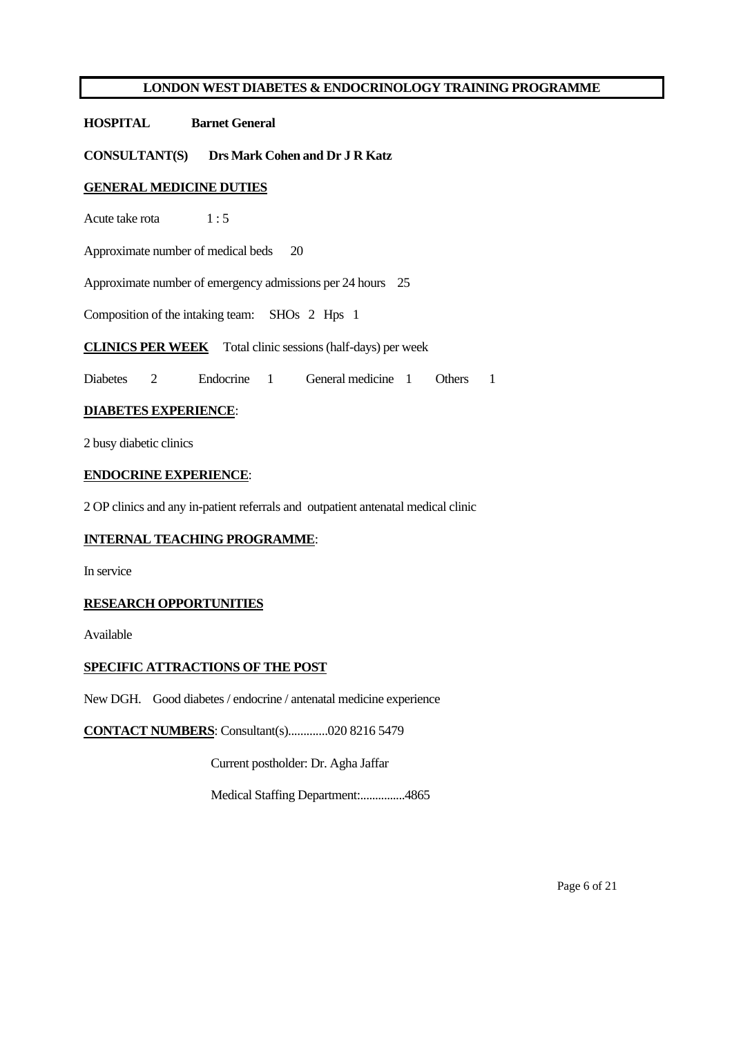# LONDON WEST DIABETES & ENDOCRINOLOGY TRAINING PROGRAMME

**HOSPITAL** **Barnet General**

**CONSULTANT(S)** **Drs Mark Cohen and Dr J R Katz**

## GENERAL MEDICINE DUTIES

Acute take rota 1 : 5

Approximate number of medical beds 20

Approximate number of emergency admissions per 24 hours 25

Composition of the intaking team: SHOs 2 Hps 1

**CLINICS PER WEEK** Total clinic sessions (half-days) per week

Diabetes 2 Endocrine 1 General medicine 1 Others 1

## DIABETES EXPERIENCE:

2 busy diabetic clinics

## ENDOCRINE EXPERIENCE:

2 OP clinics and any in-patient referrals and outpatient antenatal medical clinic

## INTERNAL TEACHING PROGRAMME:

In service

## RESEARCH OPPORTUNITIES

Available

## SPECIFIC ATTRACTIONS OF THE POST

New DGH. Good diabetes / endocrine / antenatal medicine experience

**CONTACT NUMBERS**: Consultant(s)............020 8216 5479

Current postholder: Dr. Agha Jaffar

Medical Staffing Department:..............4865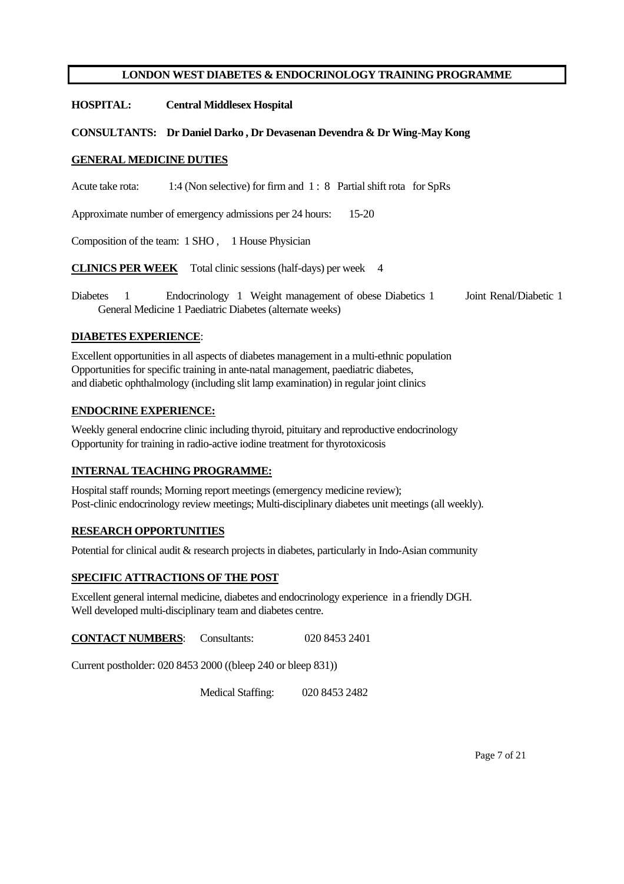## LONDON WEST DIABETES & ENDOCRINOLOGY TRAINING PROGRAMME

**HOSPITAL: Central Middlesex Hospital**

**CONSULTANTS: Dr Daniel Darko , Dr Devasenan Devendra & Dr Wing-May Kong**

### GENERAL MEDICINE DUTIES

Acute take rota: 1:4 (Non selective) for firm and 1 : 8 Partial shift rota for SpRs

Approximate number of emergency admissions per 24 hours: 15-20

Composition of the team: 1 SHO , 1 House Physician

**CLINICS PER WEEK** Total clinic sessions (half-days) per week 4

Diabetes 1 Endocrinology 1 Weight management of obese Diabetics 1 Joint Renal/Diabetic 1 General Medicine 1 Paediatric Diabetes (alternate weeks)

### DIABETES EXPERIENCE:

Excellent opportunities in all aspects of diabetes management in a multi-ethnic population
Opportunities for specific training in ante-natal management, paediatric diabetes, and diabetic ophthalmology (including slit lamp examination) in regular joint clinics

### ENDOCRINE EXPERIENCE:

Weekly general endocrine clinic including thyroid, pituitary and reproductive endocrinology
Opportunity for training in radio-active iodine treatment for thyrotoxicosis

### INTERNAL TEACHING PROGRAMME:

Hospital staff rounds; Morning report meetings (emergency medicine review);
Post-clinic endocrinology review meetings; Multi-disciplinary diabetes unit meetings (all weekly).

### RESEARCH OPPORTUNITIES

Potential for clinical audit & research projects in diabetes, particularly in Indo-Asian community

### SPECIFIC ATTRACTIONS OF THE POST

Excellent general internal medicine, diabetes and endocrinology experience in a friendly DGH.
Well developed multi-disciplinary team and diabetes centre.

**CONTACT NUMBERS**: Consultants: 020 8453 2401

Current postholder: 020 8453 2000 ((bleep 240 or bleep 831))

Medical Staffing: 020 8453 2482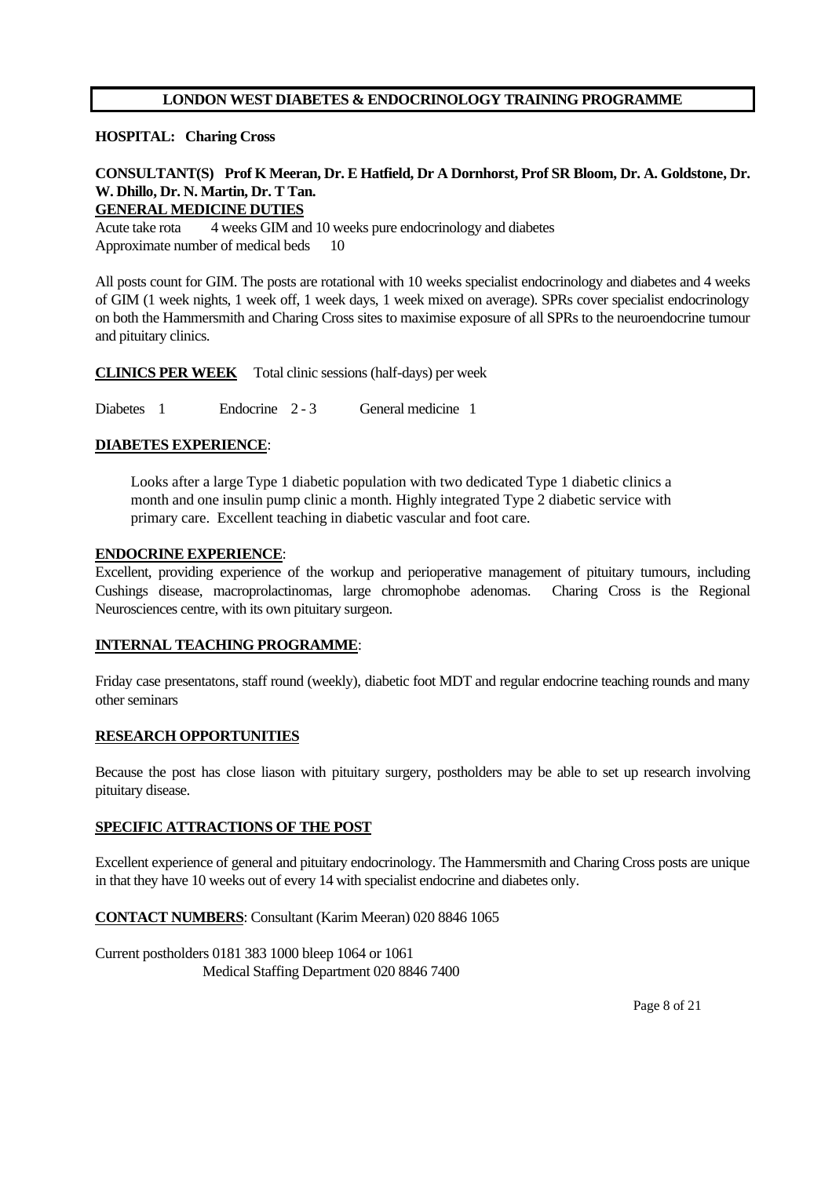## LONDON WEST DIABETES & ENDOCRINOLOGY TRAINING PROGRAMME

**HOSPITAL: Charing Cross**

**CONSULTANT(S) Prof K Meeran, Dr. E Hatfield, Dr A Dornhorst, Prof SR Bloom, Dr. A. Goldstone, Dr. W. Dhillo, Dr. N. Martin, Dr. T Tan.**

**GENERAL MEDICINE DUTIES**

Acute take rota 4 weeks GIM and 10 weeks pure endocrinology and diabetes
Approximate number of medical beds 10

All posts count for GIM. The posts are rotational with 10 weeks specialist endocrinology and diabetes and 4 weeks of GIM (1 week nights, 1 week off, 1 week days, 1 week mixed on average). SPRs cover specialist endocrinology on both the Hammersmith and Charing Cross sites to maximise exposure of all SPRs to the neuroendocrine tumour and pituitary clinics.

**CLINICS PER WEEK** Total clinic sessions (half-days) per week

Diabetes 1 Endocrine 2 - 3 General medicine 1

**DIABETES EXPERIENCE**:

Looks after a large Type 1 diabetic population with two dedicated Type 1 diabetic clinics a month and one insulin pump clinic a month. Highly integrated Type 2 diabetic service with primary care. Excellent teaching in diabetic vascular and foot care.

**ENDOCRINE EXPERIENCE**:

Excellent, providing experience of the workup and perioperative management of pituitary tumours, including Cushings disease, macroprolactinomas, large chromophobe adenomas. Charing Cross is the Regional Neurosciences centre, with its own pituitary surgeon.

**INTERNAL TEACHING PROGRAMME**:

Friday case presentatons, staff round (weekly), diabetic foot MDT and regular endocrine teaching rounds and many other seminars

**RESEARCH OPPORTUNITIES**

Because the post has close liason with pituitary surgery, postholders may be able to set up research involving pituitary disease.

**SPECIFIC ATTRACTIONS OF THE POST**

Excellent experience of general and pituitary endocrinology. The Hammersmith and Charing Cross posts are unique in that they have 10 weeks out of every 14 with specialist endocrine and diabetes only.

**CONTACT NUMBERS**: Consultant (Karim Meeran) 020 8846 1065

Current postholders 0181 383 1000 bleep 1064 or 1061
Medical Staffing Department 020 8846 7400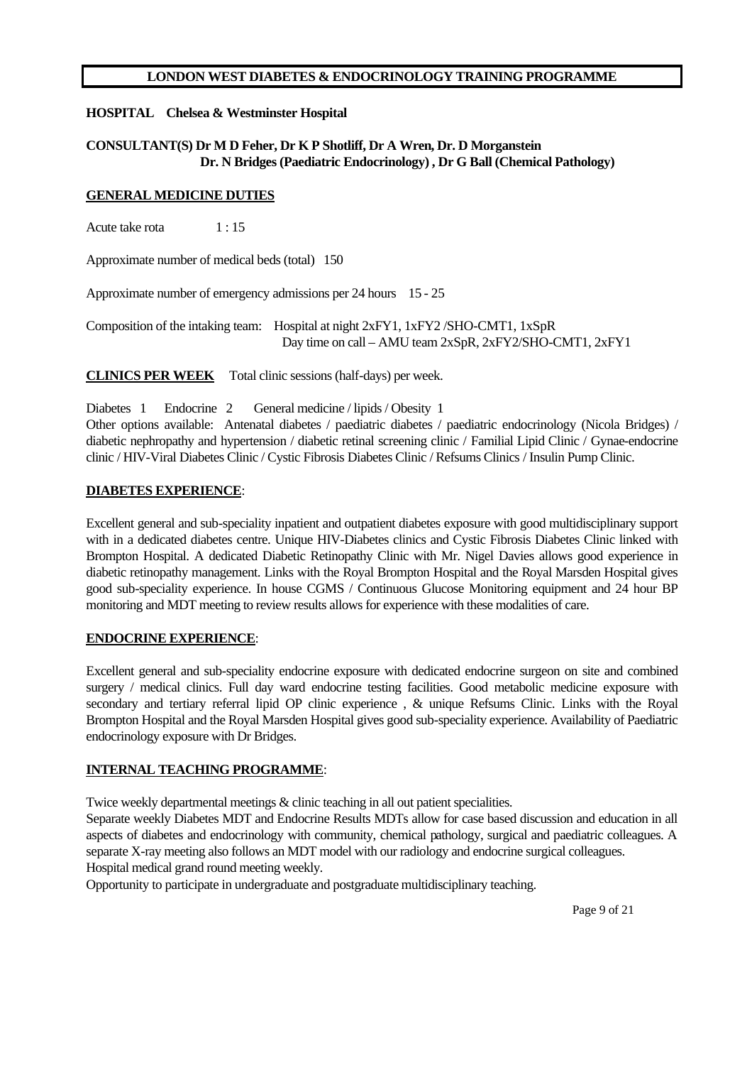# LONDON WEST DIABETES & ENDOCRINOLOGY TRAINING PROGRAMME

**HOSPITAL Chelsea & Westminster Hospital**

**CONSULTANT(S) Dr M D Feher, Dr K P Shotliff, Dr A Wren, Dr. D Morganstein**
**Dr. N Bridges (Paediatric Endocrinology) , Dr G Ball (Chemical Pathology)**

## GENERAL MEDICINE DUTIES

Acute take rota 1 : 15

Approximate number of medical beds (total) 150

Approximate number of emergency admissions per 24 hours 15 - 25

Composition of the intaking team: Hospital at night 2xFY1, 1xFY2 /SHO-CMT1, 1xSpR
Day time on call – AMU team 2xSpR, 2xFY2/SHO-CMT1, 2xFY1

**CLINICS PER WEEK** Total clinic sessions (half-days) per week.

Diabetes 1 Endocrine 2 General medicine / lipids / Obesity 1
Other options available: Antenatal diabetes / paediatric diabetes / paediatric endocrinology (Nicola Bridges) / diabetic nephropathy and hypertension / diabetic retinal screening clinic / Familial Lipid Clinic / Gynae-endocrine clinic / HIV-Viral Diabetes Clinic / Cystic Fibrosis Diabetes Clinic / Refsums Clinics / Insulin Pump Clinic.

## DIABETES EXPERIENCE:

Excellent general and sub-speciality inpatient and outpatient diabetes exposure with good multidisciplinary support with in a dedicated diabetes centre. Unique HIV-Diabetes clinics and Cystic Fibrosis Diabetes Clinic linked with Brompton Hospital. A dedicated Diabetic Retinopathy Clinic with Mr. Nigel Davies allows good experience in diabetic retinopathy management. Links with the Royal Brompton Hospital and the Royal Marsden Hospital gives good sub-speciality experience. In house CGMS / Continuous Glucose Monitoring equipment and 24 hour BP monitoring and MDT meeting to review results allows for experience with these modalities of care.

## ENDOCRINE EXPERIENCE:

Excellent general and sub-speciality endocrine exposure with dedicated endocrine surgeon on site and combined surgery / medical clinics. Full day ward endocrine testing facilities. Good metabolic medicine exposure with secondary and tertiary referral lipid OP clinic experience , & unique Refsums Clinic. Links with the Royal Brompton Hospital and the Royal Marsden Hospital gives good sub-speciality experience. Availability of Paediatric endocrinology exposure with Dr Bridges.

## INTERNAL TEACHING PROGRAMME:

Twice weekly departmental meetings & clinic teaching in all out patient specialities.
Separate weekly Diabetes MDT and Endocrine Results MDTs allow for case based discussion and education in all aspects of diabetes and endocrinology with community, chemical pathology, surgical and paediatric colleagues. A separate X-ray meeting also follows an MDT model with our radiology and endocrine surgical colleagues.
Hospital medical grand round meeting weekly.
Opportunity to participate in undergraduate and postgraduate multidisciplinary teaching.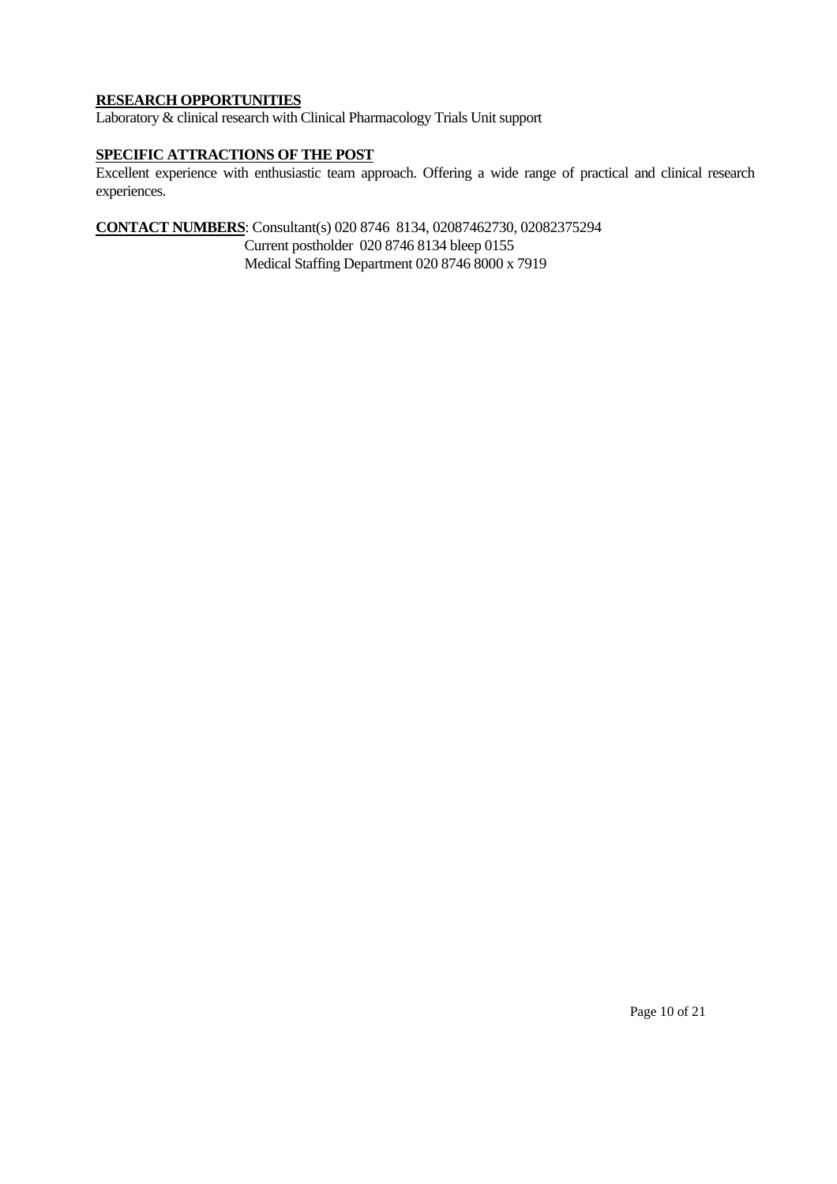**RESEARCH OPPORTUNITIES**

Laboratory & clinical research with Clinical Pharmacology Trials Unit support

**SPECIFIC ATTRACTIONS OF THE POST**

Excellent experience with enthusiastic team approach. Offering a wide range of practical and clinical research experiences.

**CONTACT NUMBERS**: Consultant(s) 020 8746 8134, 02087462730, 02082375294
Current postholder 020 8746 8134 bleep 0155
Medical Staffing Department 020 8746 8000 x 7919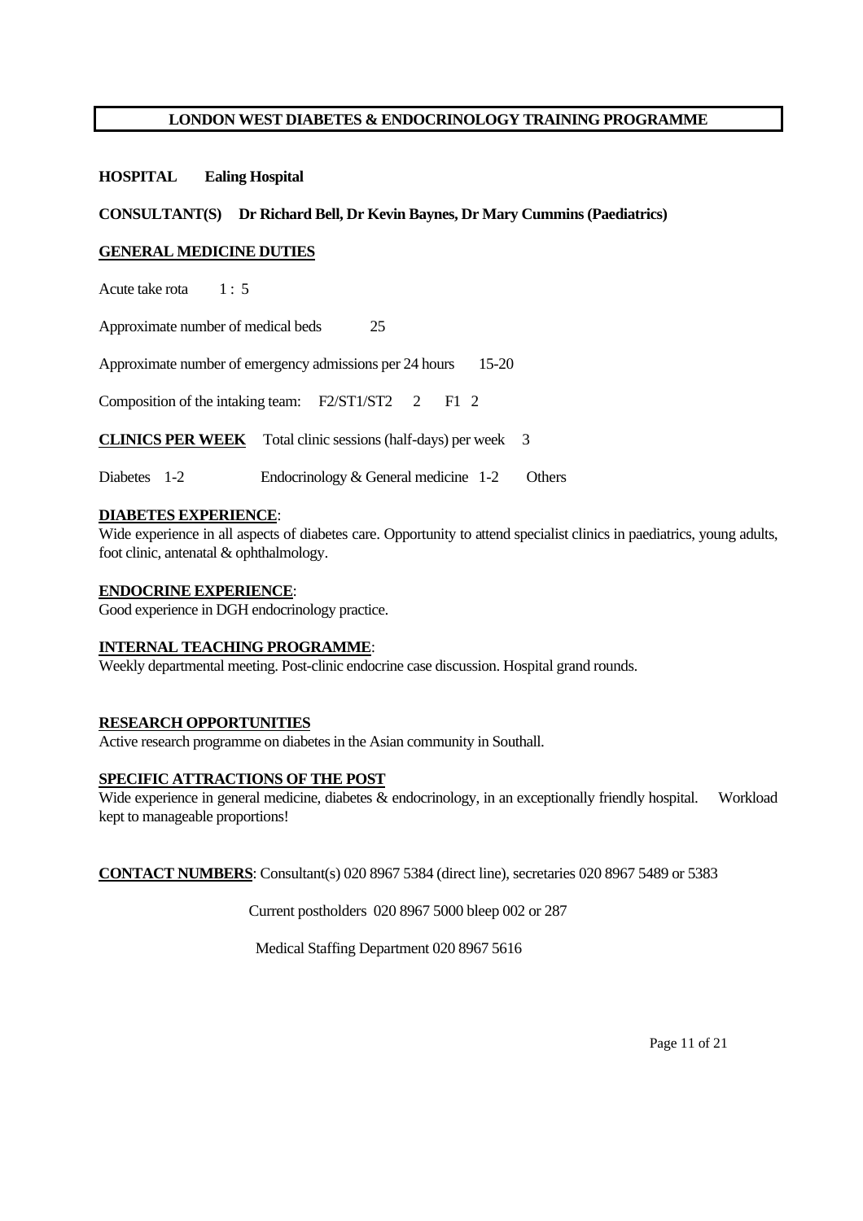**LONDON WEST DIABETES & ENDOCRINOLOGY TRAINING PROGRAMME**

**HOSPITAL** **Ealing Hospital**

**CONSULTANT(S)** **Dr Richard Bell, Dr Kevin Baynes, Dr Mary Cummins (Paediatrics)**

**GENERAL MEDICINE DUTIES**

Acute take rota 1 : 5

Approximate number of medical beds 25

Approximate number of emergency admissions per 24 hours 15-20

Composition of the intaking team: F2/ST1/ST2 2 F1 2

**CLINICS PER WEEK** Total clinic sessions (half-days) per week 3

Diabetes 1-2 Endocrinology & General medicine 1-2 Others

**DIABETES EXPERIENCE**:
Wide experience in all aspects of diabetes care. Opportunity to attend specialist clinics in paediatrics, young adults, foot clinic, antenatal & ophthalmology.

**ENDOCRINE EXPERIENCE**:
Good experience in DGH endocrinology practice.

**INTERNAL TEACHING PROGRAMME**:
Weekly departmental meeting. Post-clinic endocrine case discussion. Hospital grand rounds.

**RESEARCH OPPORTUNITIES**
Active research programme on diabetes in the Asian community in Southall.

**SPECIFIC ATTRACTIONS OF THE POST**
Wide experience in general medicine, diabetes & endocrinology, in an exceptionally friendly hospital. Workload kept to manageable proportions!

**CONTACT NUMBERS**: Consultant(s) 020 8967 5384 (direct line), secretaries 020 8967 5489 or 5383

Current postholders 020 8967 5000 bleep 002 or 287

Medical Staffing Department 020 8967 5616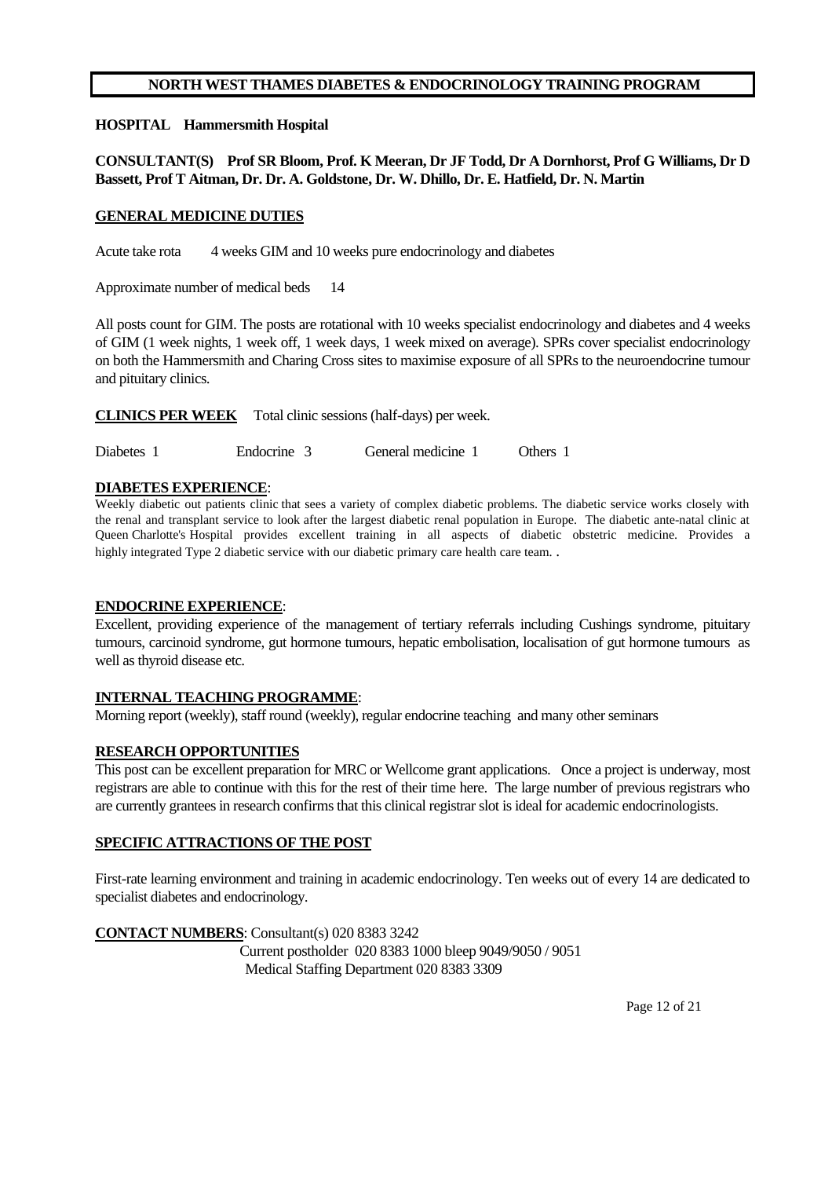# NORTH WEST THAMES DIABETES & ENDOCRINOLOGY TRAINING PROGRAM

**HOSPITAL Hammersmith Hospital**

**CONSULTANT(S) Prof SR Bloom, Prof. K Meeran, Dr JF Todd, Dr A Dornhorst, Prof G Williams, Dr D Bassett, Prof T Aitman, Dr. Dr. A. Goldstone, Dr. W. Dhillo, Dr. E. Hatfield, Dr. N. Martin**

## GENERAL MEDICINE DUTIES

Acute take rota 4 weeks GIM and 10 weeks pure endocrinology and diabetes

Approximate number of medical beds 14

All posts count for GIM. The posts are rotational with 10 weeks specialist endocrinology and diabetes and 4 weeks of GIM (1 week nights, 1 week off, 1 week days, 1 week mixed on average). SPRs cover specialist endocrinology on both the Hammersmith and Charing Cross sites to maximise exposure of all SPRs to the neuroendocrine tumour and pituitary clinics.

**CLINICS PER WEEK** Total clinic sessions (half-days) per week.

Diabetes 1 Endocrine 3 General medicine 1 Others 1

## DIABETES EXPERIENCE:

Weekly diabetic out patients clinic that sees a variety of complex diabetic problems. The diabetic service works closely with the renal and transplant service to look after the largest diabetic renal population in Europe. The diabetic ante-natal clinic at Queen Charlotte's Hospital provides excellent training in all aspects of diabetic obstetric medicine. Provides a highly integrated Type 2 diabetic service with our diabetic primary care health care team. .

## ENDOCRINE EXPERIENCE:

Excellent, providing experience of the management of tertiary referrals including Cushings syndrome, pituitary tumours, carcinoid syndrome, gut hormone tumours, hepatic embolisation, localisation of gut hormone tumours as well as thyroid disease etc.

## INTERNAL TEACHING PROGRAMME:

Morning report (weekly), staff round (weekly), regular endocrine teaching and many other seminars

## RESEARCH OPPORTUNITIES

This post can be excellent preparation for MRC or Wellcome grant applications. Once a project is underway, most registrars are able to continue with this for the rest of their time here. The large number of previous registrars who are currently grantees in research confirms that this clinical registrar slot is ideal for academic endocrinologists.

## SPECIFIC ATTRACTIONS OF THE POST

First-rate learning environment and training in academic endocrinology. Ten weeks out of every 14 are dedicated to specialist diabetes and endocrinology.

**CONTACT NUMBERS**: Consultant(s) 020 8383 3242
Current postholder 020 8383 1000 bleep 9049/9050 / 9051
Medical Staffing Department 020 8383 3309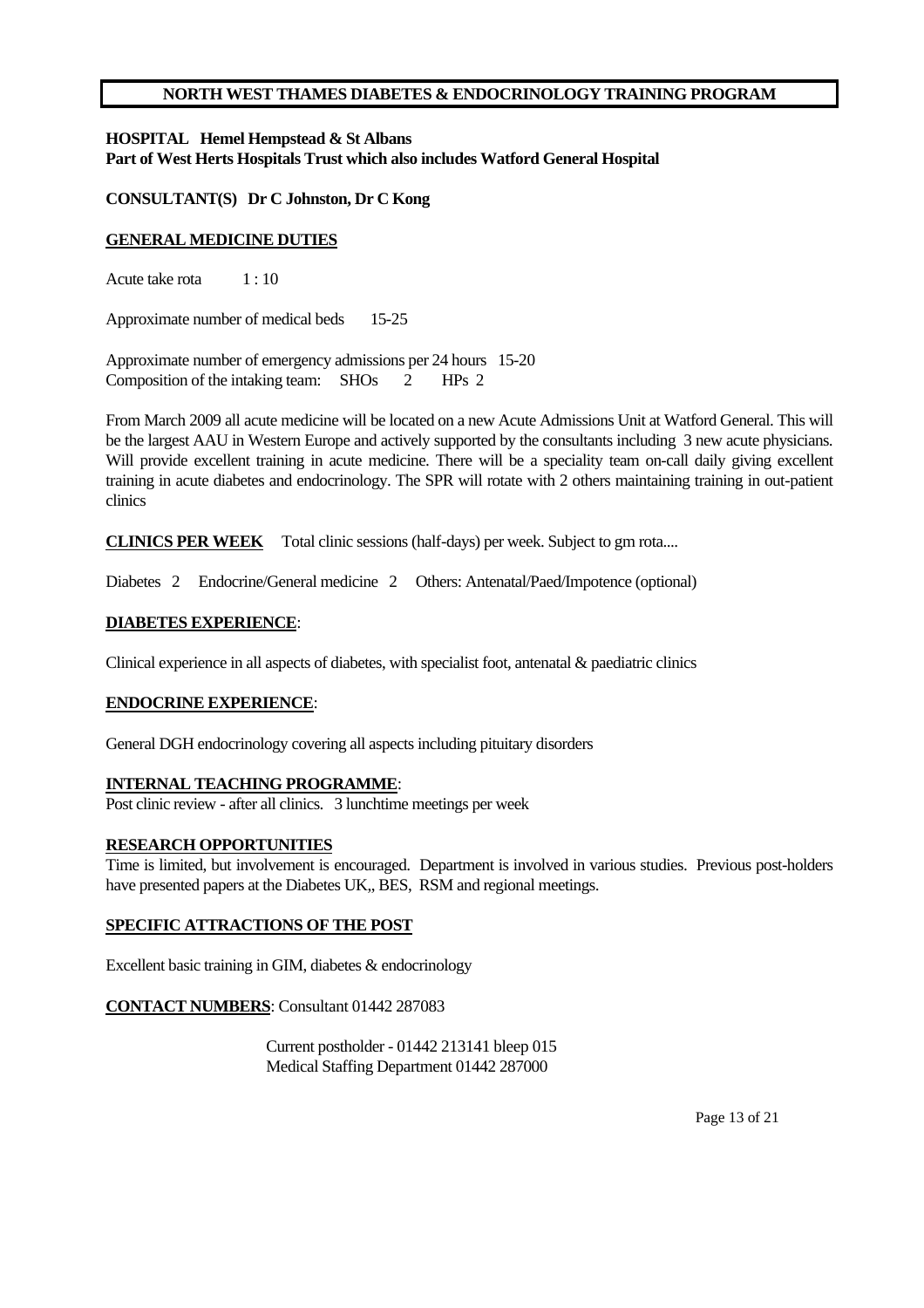## NORTH WEST THAMES DIABETES & ENDOCRINOLOGY TRAINING PROGRAM

**HOSPITAL Hemel Hempstead & St Albans**
**Part of West Herts Hospitals Trust which also includes Watford General Hospital**

**CONSULTANT(S) Dr C Johnston, Dr C Kong**

**GENERAL MEDICINE DUTIES**

Acute take rota 1 : 10

Approximate number of medical beds 15-25

Approximate number of emergency admissions per 24 hours 15-20
Composition of the intaking team: SHOs 2 HPs 2

From March 2009 all acute medicine will be located on a new Acute Admissions Unit at Watford General. This will be the largest AAU in Western Europe and actively supported by the consultants including 3 new acute physicians. Will provide excellent training in acute medicine. There will be a speciality team on-call daily giving excellent training in acute diabetes and endocrinology. The SPR will rotate with 2 others maintaining training in out-patient clinics

**CLINICS PER WEEK** Total clinic sessions (half-days) per week. Subject to gm rota....

Diabetes 2 Endocrine/General medicine 2 Others: Antenatal/Paed/Impotence (optional)

**DIABETES EXPERIENCE**:

Clinical experience in all aspects of diabetes, with specialist foot, antenatal & paediatric clinics

**ENDOCRINE EXPERIENCE**:

General DGH endocrinology covering all aspects including pituitary disorders

**INTERNAL TEACHING PROGRAMME**:
Post clinic review - after all clinics. 3 lunchtime meetings per week

**RESEARCH OPPORTUNITIES**
Time is limited, but involvement is encouraged. Department is involved in various studies. Previous post-holders have presented papers at the Diabetes UK,, BES, RSM and regional meetings.

**SPECIFIC ATTRACTIONS OF THE POST**

Excellent basic training in GIM, diabetes & endocrinology

**CONTACT NUMBERS**: Consultant 01442 287083

Current postholder - 01442 213141 bleep 015
Medical Staffing Department 01442 287000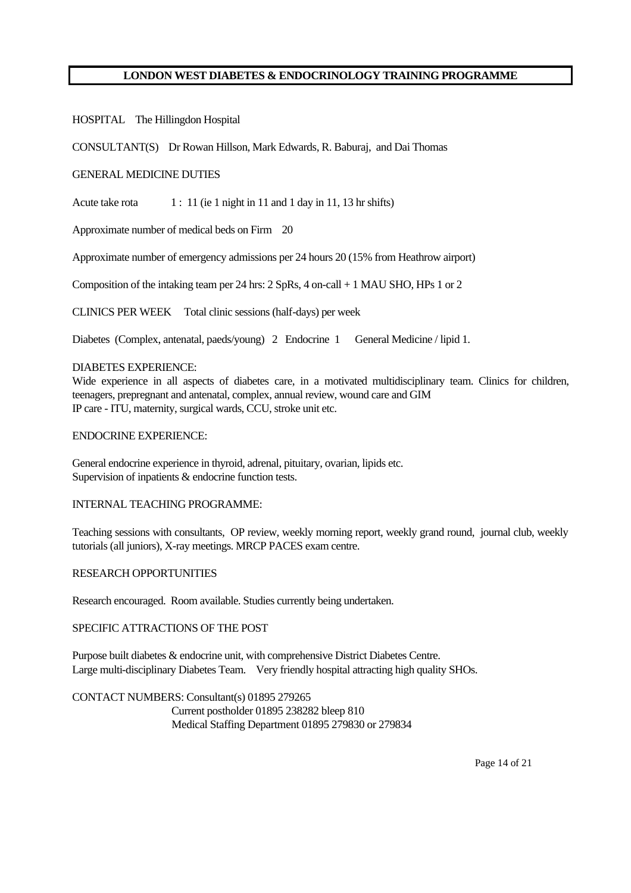# LONDON WEST DIABETES & ENDOCRINOLOGY TRAINING PROGRAMME

HOSPITAL The Hillingdon Hospital

CONSULTANT(S) Dr Rowan Hillson, Mark Edwards, R. Baburaj, and Dai Thomas

GENERAL MEDICINE DUTIES

Acute take rota 1 : 11 (ie 1 night in 11 and 1 day in 11, 13 hr shifts)

Approximate number of medical beds on Firm 20

Approximate number of emergency admissions per 24 hours 20 (15% from Heathrow airport)

Composition of the intaking team per 24 hrs: 2 SpRs, 4 on-call + 1 MAU SHO, HPs 1 or 2

CLINICS PER WEEK Total clinic sessions (half-days) per week

Diabetes (Complex, antenatal, paeds/young) 2 Endocrine 1 General Medicine / lipid 1.

DIABETES EXPERIENCE:
Wide experience in all aspects of diabetes care, in a motivated multidisciplinary team. Clinics for children, teenagers, prepregnant and antenatal, complex, annual review, wound care and GIM
IP care - ITU, maternity, surgical wards, CCU, stroke unit etc.

ENDOCRINE EXPERIENCE:

General endocrine experience in thyroid, adrenal, pituitary, ovarian, lipids etc.
Supervision of inpatients & endocrine function tests.

INTERNAL TEACHING PROGRAMME:

Teaching sessions with consultants, OP review, weekly morning report, weekly grand round, journal club, weekly tutorials (all juniors), X-ray meetings. MRCP PACES exam centre.

RESEARCH OPPORTUNITIES

Research encouraged. Room available. Studies currently being undertaken.

SPECIFIC ATTRACTIONS OF THE POST

Purpose built diabetes & endocrine unit, with comprehensive District Diabetes Centre.
Large multi-disciplinary Diabetes Team. Very friendly hospital attracting high quality SHOs.

CONTACT NUMBERS: Consultant(s) 01895 279265
Current postholder 01895 238282 bleep 810
Medical Staffing Department 01895 279830 or 279834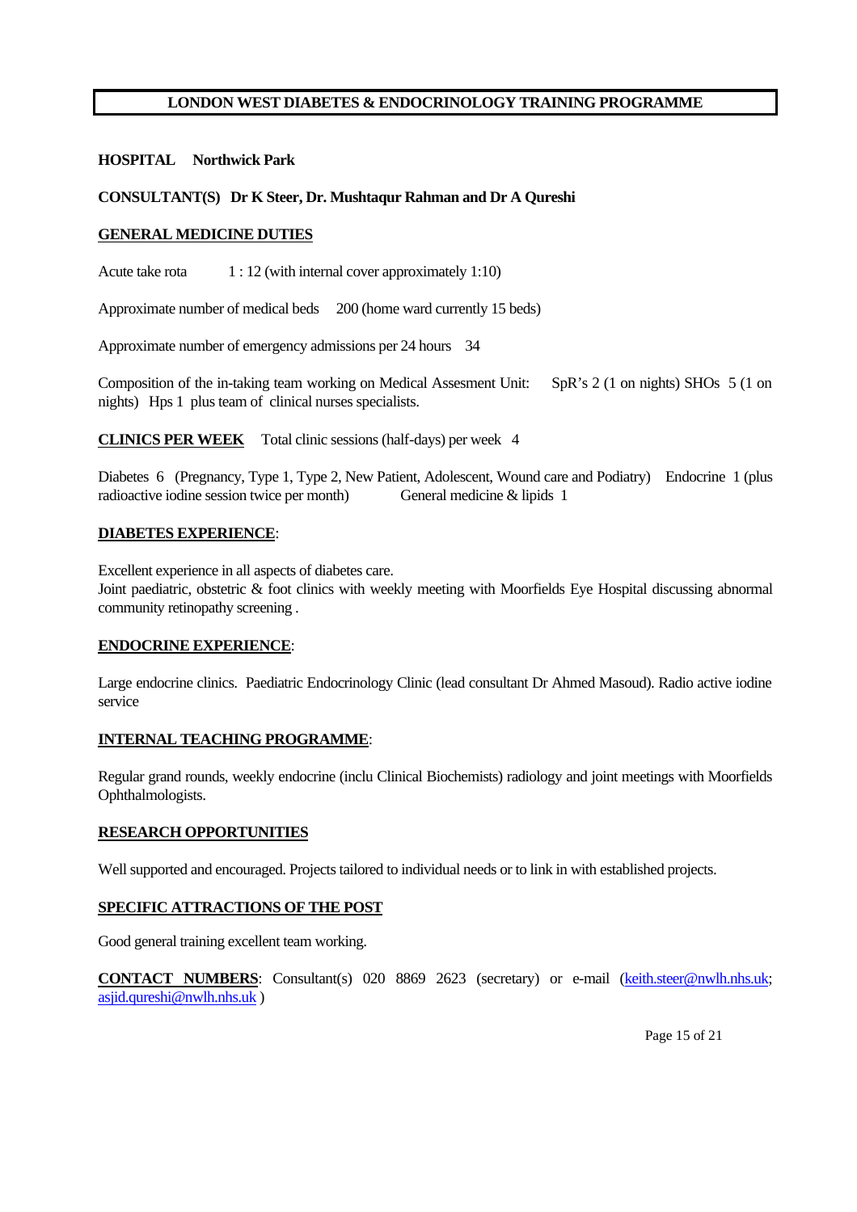# LONDON WEST DIABETES & ENDOCRINOLOGY TRAINING PROGRAMME

**HOSPITAL Northwick Park**

**CONSULTANT(S) Dr K Steer, Dr. Mushtaqur Rahman and Dr A Qureshi**

## GENERAL MEDICINE DUTIES

Acute take rota 1 : 12 (with internal cover approximately 1:10)

Approximate number of medical beds 200 (home ward currently 15 beds)

Approximate number of emergency admissions per 24 hours 34

Composition of the in-taking team working on Medical Assesment Unit: SpR's 2 (1 on nights) SHOs 5 (1 on nights) Hps 1 plus team of clinical nurses specialists.

**CLINICS PER WEEK** Total clinic sessions (half-days) per week 4

Diabetes 6 (Pregnancy, Type 1, Type 2, New Patient, Adolescent, Wound care and Podiatry) Endocrine 1 (plus radioactive iodine session twice per month) General medicine & lipids 1

## DIABETES EXPERIENCE:

Excellent experience in all aspects of diabetes care.
Joint paediatric, obstetric & foot clinics with weekly meeting with Moorfields Eye Hospital discussing abnormal community retinopathy screening .

## ENDOCRINE EXPERIENCE:

Large endocrine clinics. Paediatric Endocrinology Clinic (lead consultant Dr Ahmed Masoud). Radio active iodine service

## INTERNAL TEACHING PROGRAMME:

Regular grand rounds, weekly endocrine (inclu Clinical Biochemists) radiology and joint meetings with Moorfields Ophthalmologists.

## RESEARCH OPPORTUNITIES

Well supported and encouraged. Projects tailored to individual needs or to link in with established projects.

## SPECIFIC ATTRACTIONS OF THE POST

Good general training excellent team working.

**CONTACT NUMBERS**: Consultant(s) 020 8869 2623 (secretary) or e-mail (keith.steer@nwlh.nhs.uk; asjid.qureshi@nwlh.nhs.uk )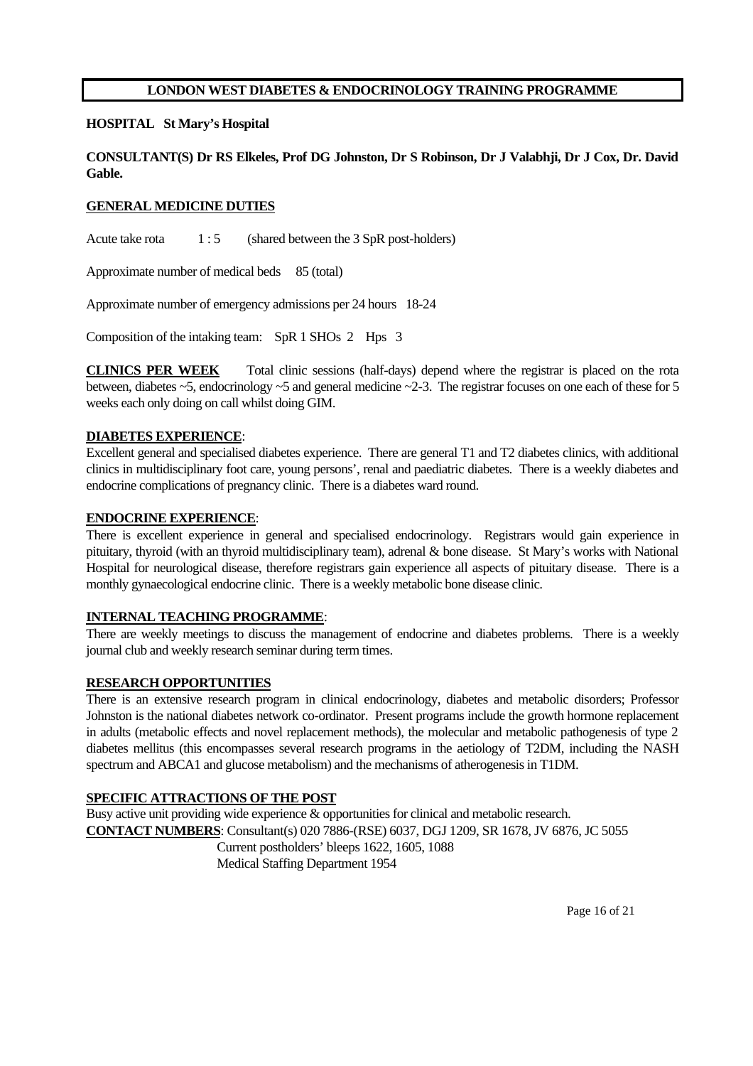**LONDON WEST DIABETES & ENDOCRINOLOGY TRAINING PROGRAMME**

**HOSPITAL St Mary's Hospital**

**CONSULTANT(S) Dr RS Elkeles, Prof DG Johnston, Dr S Robinson, Dr J Valabhji, Dr J Cox, Dr. David Gable.**

## GENERAL MEDICINE DUTIES

Acute take rota 1 : 5 (shared between the 3 SpR post-holders)

Approximate number of medical beds 85 (total)

Approximate number of emergency admissions per 24 hours 18-24

Composition of the intaking team: SpR 1 SHOs 2 Hps 3

**CLINICS PER WEEK** Total clinic sessions (half-days) depend where the registrar is placed on the rota between, diabetes ~5, endocrinology ~5 and general medicine ~2-3. The registrar focuses on one each of these for 5 weeks each only doing on call whilst doing GIM.

## DIABETES EXPERIENCE:

Excellent general and specialised diabetes experience. There are general T1 and T2 diabetes clinics, with additional clinics in multidisciplinary foot care, young persons', renal and paediatric diabetes. There is a weekly diabetes and endocrine complications of pregnancy clinic. There is a diabetes ward round.

## ENDOCRINE EXPERIENCE:

There is excellent experience in general and specialised endocrinology. Registrars would gain experience in pituitary, thyroid (with an thyroid multidisciplinary team), adrenal & bone disease. St Mary's works with National Hospital for neurological disease, therefore registrars gain experience all aspects of pituitary disease. There is a monthly gynaecological endocrine clinic. There is a weekly metabolic bone disease clinic.

## INTERNAL TEACHING PROGRAMME:

There are weekly meetings to discuss the management of endocrine and diabetes problems. There is a weekly journal club and weekly research seminar during term times.

## RESEARCH OPPORTUNITIES

There is an extensive research program in clinical endocrinology, diabetes and metabolic disorders; Professor Johnston is the national diabetes network co-ordinator. Present programs include the growth hormone replacement in adults (metabolic effects and novel replacement methods), the molecular and metabolic pathogenesis of type 2 diabetes mellitus (this encompasses several research programs in the aetiology of T2DM, including the NASH spectrum and ABCA1 and glucose metabolism) and the mechanisms of atherogenesis in T1DM.

## SPECIFIC ATTRACTIONS OF THE POST

Busy active unit providing wide experience & opportunities for clinical and metabolic research.

**CONTACT NUMBERS**: Consultant(s) 020 7886-(RSE) 6037, DGJ 1209, SR 1678, JV 6876, JC 5055
Current postholders' bleeps 1622, 1605, 1088
Medical Staffing Department 1954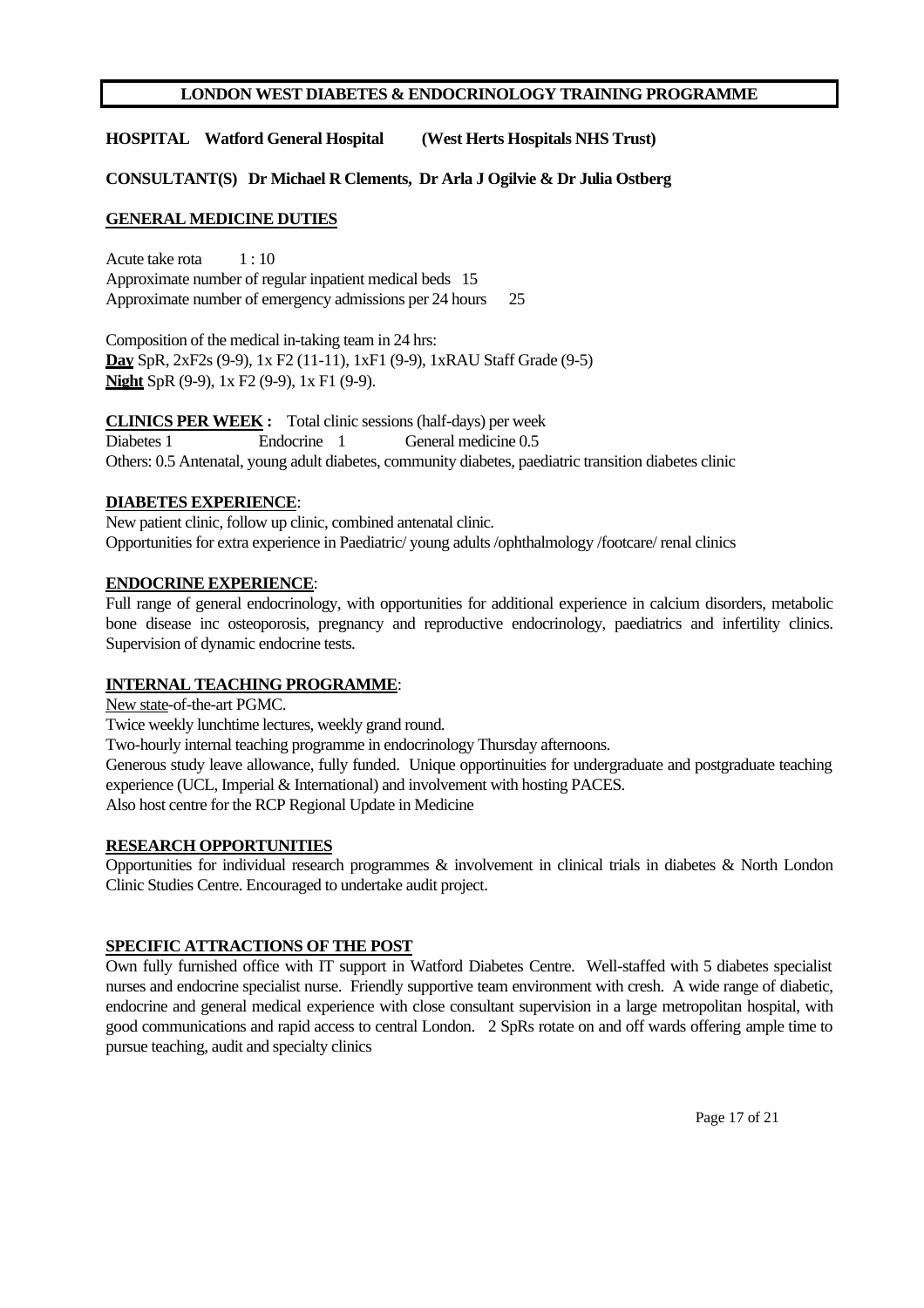**LONDON WEST DIABETES & ENDOCRINOLOGY TRAINING PROGRAMME**

**HOSPITAL Watford General Hospital (West Herts Hospitals NHS Trust)**

**CONSULTANT(S) Dr Michael R Clements, Dr Arla J Ogilvie & Dr Julia Ostberg**

## GENERAL MEDICINE DUTIES

Acute take rota 1 : 10
Approximate number of regular inpatient medical beds 15
Approximate number of emergency admissions per 24 hours 25

Composition of the medical in-taking team in 24 hrs:
**Day** SpR, 2xF2s (9-9), 1x F2 (11-11), 1xF1 (9-9), 1xRAU Staff Grade (9-5)
**Night** SpR (9-9), 1x F2 (9-9), 1x F1 (9-9).

**CLINICS PER WEEK :** Total clinic sessions (half-days) per week
Diabetes 1 Endocrine 1 General medicine 0.5
Others: 0.5 Antenatal, young adult diabetes, community diabetes, paediatric transition diabetes clinic

## DIABETES EXPERIENCE:

New patient clinic, follow up clinic, combined antenatal clinic.
Opportunities for extra experience in Paediatric/ young adults /ophthalmology /footcare/ renal clinics

## ENDOCRINE EXPERIENCE:

Full range of general endocrinology, with opportunities for additional experience in calcium disorders, metabolic bone disease inc osteoporosis, pregnancy and reproductive endocrinology, paediatrics and infertility clinics. Supervision of dynamic endocrine tests.

## INTERNAL TEACHING PROGRAMME:

New state-of-the-art PGMC.
Twice weekly lunchtime lectures, weekly grand round.
Two-hourly internal teaching programme in endocrinology Thursday afternoons.
Generous study leave allowance, fully funded. Unique opportinuities for undergraduate and postgraduate teaching experience (UCL, Imperial & International) and involvement with hosting PACES.
Also host centre for the RCP Regional Update in Medicine

## RESEARCH OPPORTUNITIES

Opportunities for individual research programmes & involvement in clinical trials in diabetes & North London Clinic Studies Centre. Encouraged to undertake audit project.

## SPECIFIC ATTRACTIONS OF THE POST

Own fully furnished office with IT support in Watford Diabetes Centre. Well-staffed with 5 diabetes specialist nurses and endocrine specialist nurse. Friendly supportive team environment with cresh. A wide range of diabetic, endocrine and general medical experience with close consultant supervision in a large metropolitan hospital, with good communications and rapid access to central London. 2 SpRs rotate on and off wards offering ample time to pursue teaching, audit and specialty clinics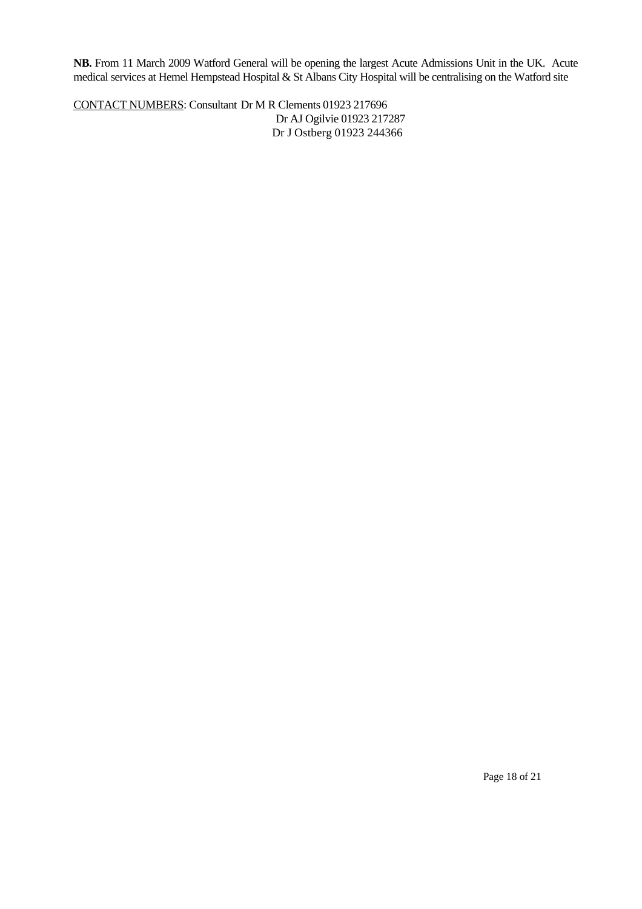**NB.** From 11 March 2009 Watford General will be opening the largest Acute Admissions Unit in the UK. Acute medical services at Hemel Hempstead Hospital & St Albans City Hospital will be centralising on the Watford site

<u>CONTACT NUMBERS</u>: Consultant Dr M R Clements 01923 217696
Dr AJ Ogilvie 01923 217287
Dr J Ostberg 01923 244366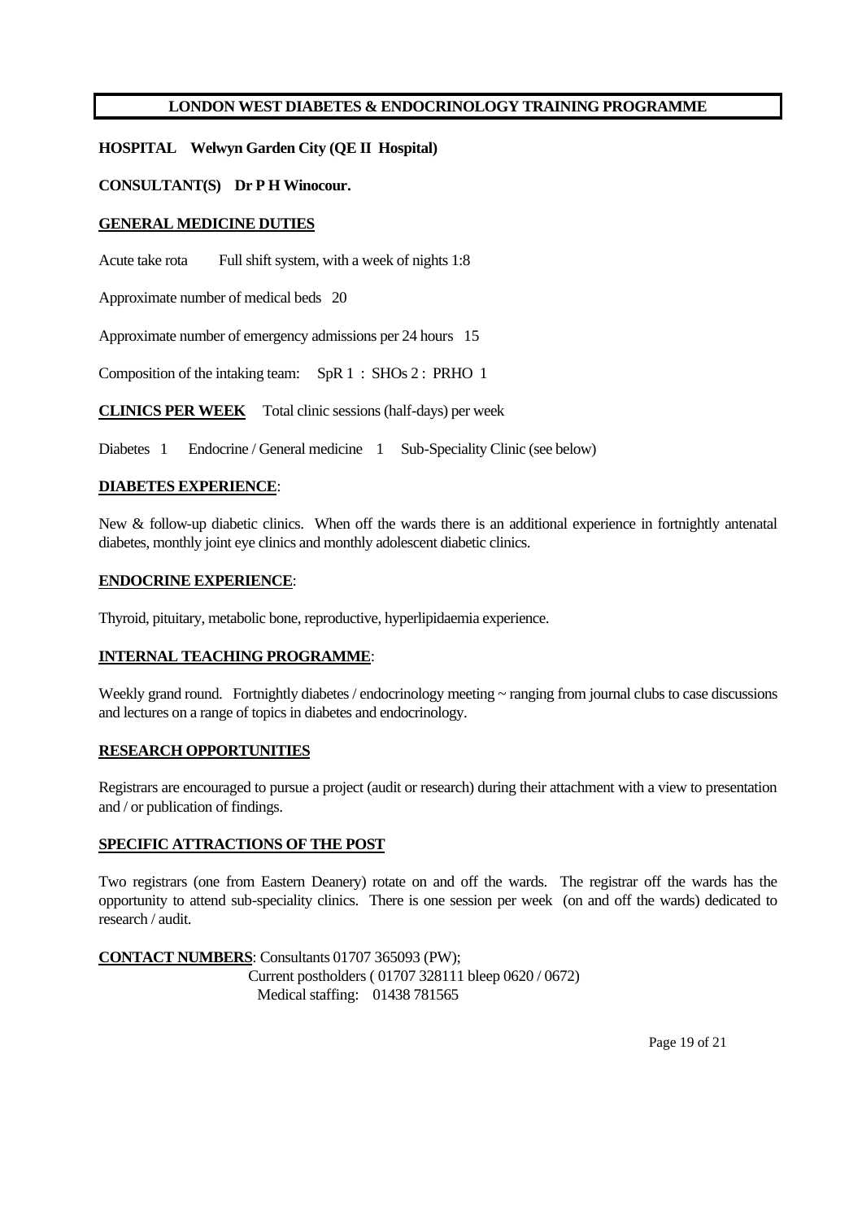## LONDON WEST DIABETES & ENDOCRINOLOGY TRAINING PROGRAMME

**HOSPITAL Welwyn Garden City (QE II Hospital)**

**CONSULTANT(S) Dr P H Winocour.**

**GENERAL MEDICINE DUTIES**

Acute take rota Full shift system, with a week of nights 1:8

Approximate number of medical beds 20

Approximate number of emergency admissions per 24 hours 15

Composition of the intaking team: SpR 1 : SHOs 2 : PRHO 1

**CLINICS PER WEEK** Total clinic sessions (half-days) per week

Diabetes 1 Endocrine / General medicine 1 Sub-Speciality Clinic (see below)

**DIABETES EXPERIENCE**:

New & follow-up diabetic clinics. When off the wards there is an additional experience in fortnightly antenatal diabetes, monthly joint eye clinics and monthly adolescent diabetic clinics.

**ENDOCRINE EXPERIENCE**:

Thyroid, pituitary, metabolic bone, reproductive, hyperlipidaemia experience.

**INTERNAL TEACHING PROGRAMME**:

Weekly grand round. Fortnightly diabetes / endocrinology meeting ~ ranging from journal clubs to case discussions and lectures on a range of topics in diabetes and endocrinology.

**RESEARCH OPPORTUNITIES**

Registrars are encouraged to pursue a project (audit or research) during their attachment with a view to presentation and / or publication of findings.

**SPECIFIC ATTRACTIONS OF THE POST**

Two registrars (one from Eastern Deanery) rotate on and off the wards. The registrar off the wards has the opportunity to attend sub-speciality clinics. There is one session per week (on and off the wards) dedicated to research / audit.

**CONTACT NUMBERS**: Consultants 01707 365093 (PW);
Current postholders ( 01707 328111 bleep 0620 / 0672)
Medical staffing: 01438 781565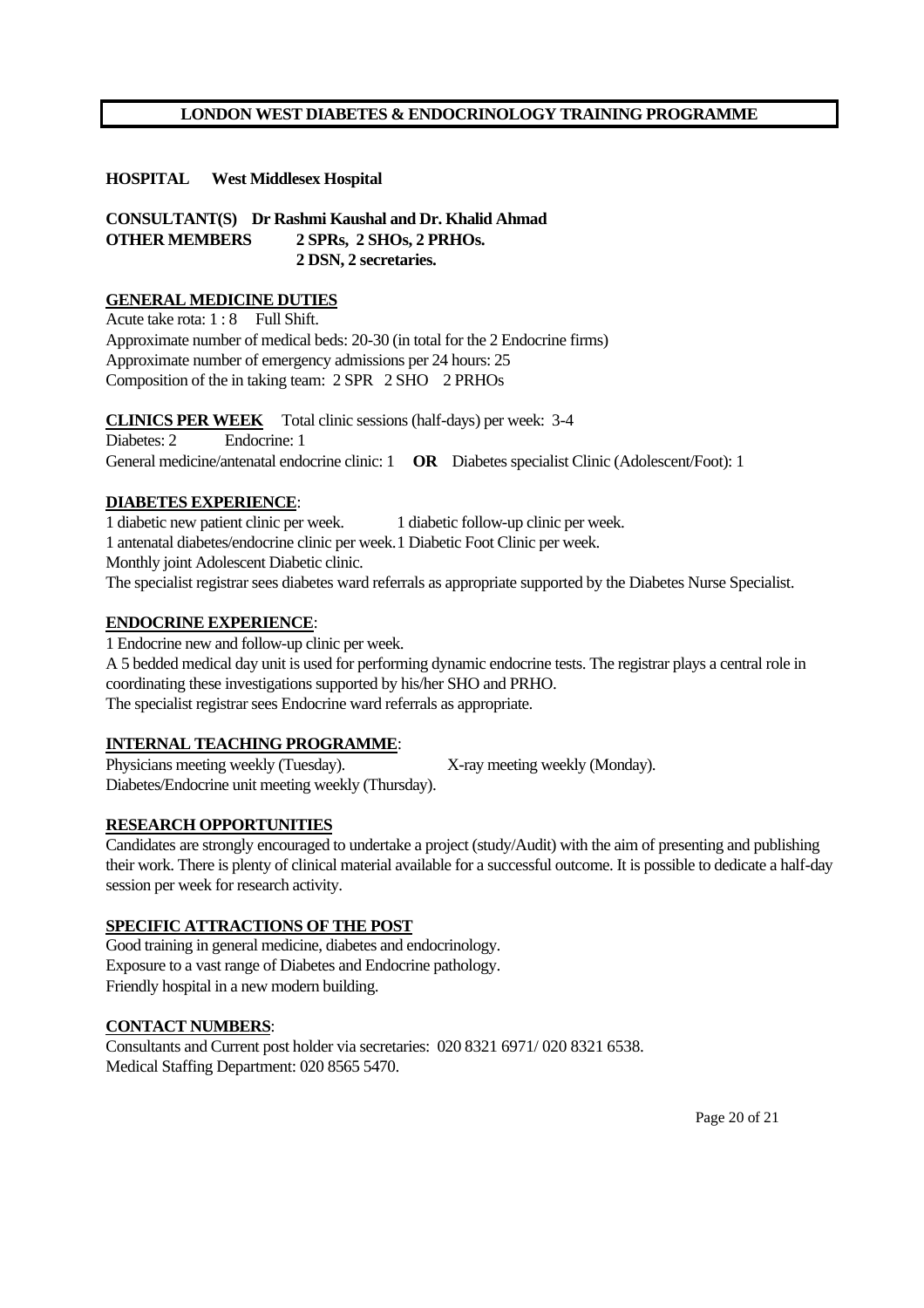# LONDON WEST DIABETES & ENDOCRINOLOGY TRAINING PROGRAMME

**HOSPITAL West Middlesex Hospital**

**CONSULTANT(S) Dr Rashmi Kaushal and Dr. Khalid Ahmad**
**OTHER MEMBERS 2 SPRs, 2 SHOs, 2 PRHOs.**
**2 DSN, 2 secretaries.**

## GENERAL MEDICINE DUTIES

Acute take rota: 1 : 8 Full Shift.
Approximate number of medical beds: 20-30 (in total for the 2 Endocrine firms)
Approximate number of emergency admissions per 24 hours: 25
Composition of the in taking team: 2 SPR 2 SHO 2 PRHOs

**CLINICS PER WEEK** Total clinic sessions (half-days) per week: 3-4
Diabetes: 2 Endocrine: 1
General medicine/antenatal endocrine clinic: 1 **OR** Diabetes specialist Clinic (Adolescent/Foot): 1

## DIABETES EXPERIENCE:

1 diabetic new patient clinic per week. 1 diabetic follow-up clinic per week.
1 antenatal diabetes/endocrine clinic per week. 1 Diabetic Foot Clinic per week.
Monthly joint Adolescent Diabetic clinic.
The specialist registrar sees diabetes ward referrals as appropriate supported by the Diabetes Nurse Specialist.

## ENDOCRINE EXPERIENCE:

1 Endocrine new and follow-up clinic per week.
A 5 bedded medical day unit is used for performing dynamic endocrine tests. The registrar plays a central role in coordinating these investigations supported by his/her SHO and PRHO.
The specialist registrar sees Endocrine ward referrals as appropriate.

## INTERNAL TEACHING PROGRAMME:

Physicians meeting weekly (Tuesday). X-ray meeting weekly (Monday).
Diabetes/Endocrine unit meeting weekly (Thursday).

## RESEARCH OPPORTUNITIES

Candidates are strongly encouraged to undertake a project (study/Audit) with the aim of presenting and publishing their work. There is plenty of clinical material available for a successful outcome. It is possible to dedicate a half-day session per week for research activity.

## SPECIFIC ATTRACTIONS OF THE POST

Good training in general medicine, diabetes and endocrinology.
Exposure to a vast range of Diabetes and Endocrine pathology.
Friendly hospital in a new modern building.

## CONTACT NUMBERS:

Consultants and Current post holder via secretaries: 020 8321 6971/ 020 8321 6538.
Medical Staffing Department: 020 8565 5470.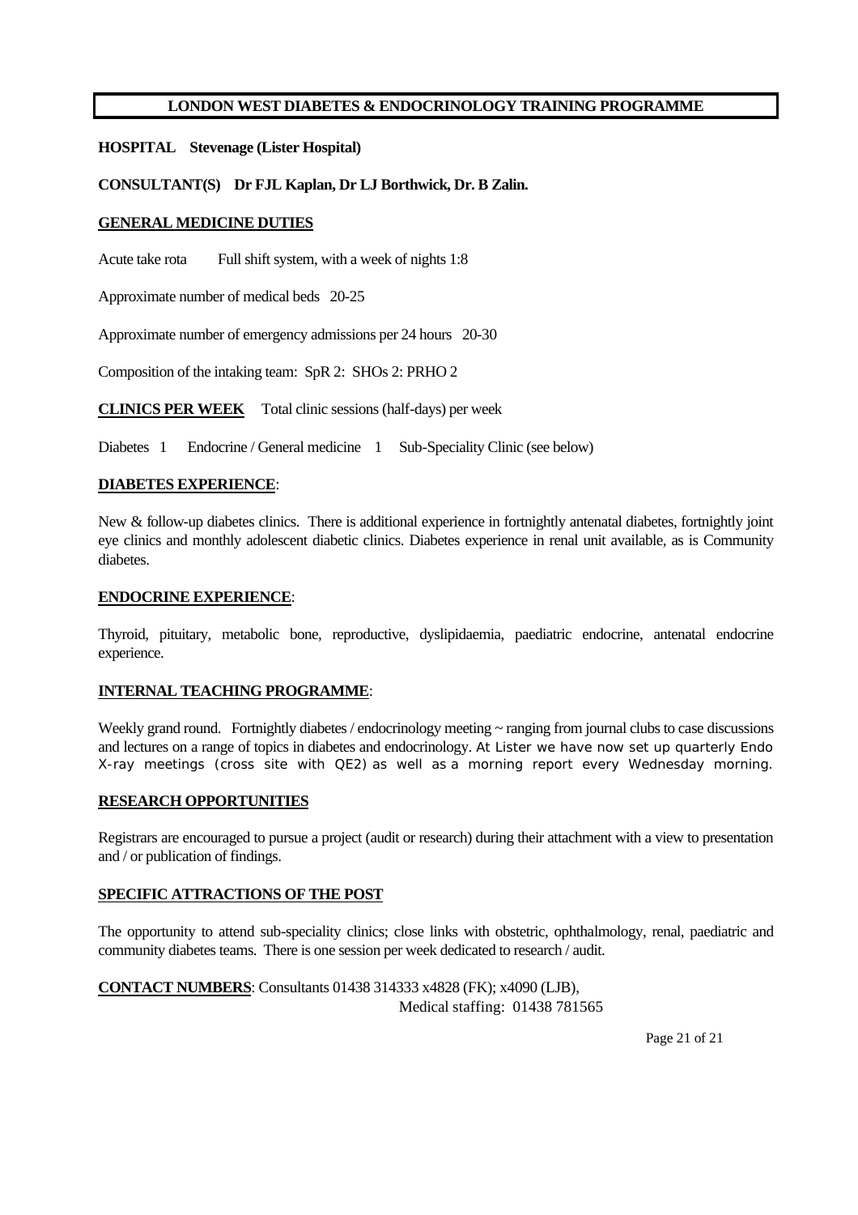**LONDON WEST DIABETES & ENDOCRINOLOGY TRAINING PROGRAMME**

**HOSPITAL Stevenage (Lister Hospital)**

**CONSULTANT(S) Dr FJL Kaplan, Dr LJ Borthwick, Dr. B Zalin.**

## GENERAL MEDICINE DUTIES

Acute take rota Full shift system, with a week of nights 1:8

Approximate number of medical beds 20-25

Approximate number of emergency admissions per 24 hours 20-30

Composition of the intaking team: SpR 2: SHOs 2: PRHO 2

**CLINICS PER WEEK** Total clinic sessions (half-days) per week

Diabetes 1 Endocrine / General medicine 1 Sub-Speciality Clinic (see below)

## DIABETES EXPERIENCE:

New & follow-up diabetes clinics. There is additional experience in fortnightly antenatal diabetes, fortnightly joint eye clinics and monthly adolescent diabetic clinics. Diabetes experience in renal unit available, as is Community diabetes.

## ENDOCRINE EXPERIENCE:

Thyroid, pituitary, metabolic bone, reproductive, dyslipidaemia, paediatric endocrine, antenatal endocrine experience.

## INTERNAL TEACHING PROGRAMME:

Weekly grand round. Fortnightly diabetes / endocrinology meeting ~ ranging from journal clubs to case discussions and lectures on a range of topics in diabetes and endocrinology. At Lister we have now set up quarterly Endo X-ray meetings (cross site with QE2) as well as a morning report every Wednesday morning.

## RESEARCH OPPORTUNITIES

Registrars are encouraged to pursue a project (audit or research) during their attachment with a view to presentation and / or publication of findings.

## SPECIFIC ATTRACTIONS OF THE POST

The opportunity to attend sub-speciality clinics; close links with obstetric, ophthalmology, renal, paediatric and community diabetes teams. There is one session per week dedicated to research / audit.

**CONTACT NUMBERS**: Consultants 01438 314333 x4828 (FK); x4090 (LJB),
Medical staffing: 01438 781565